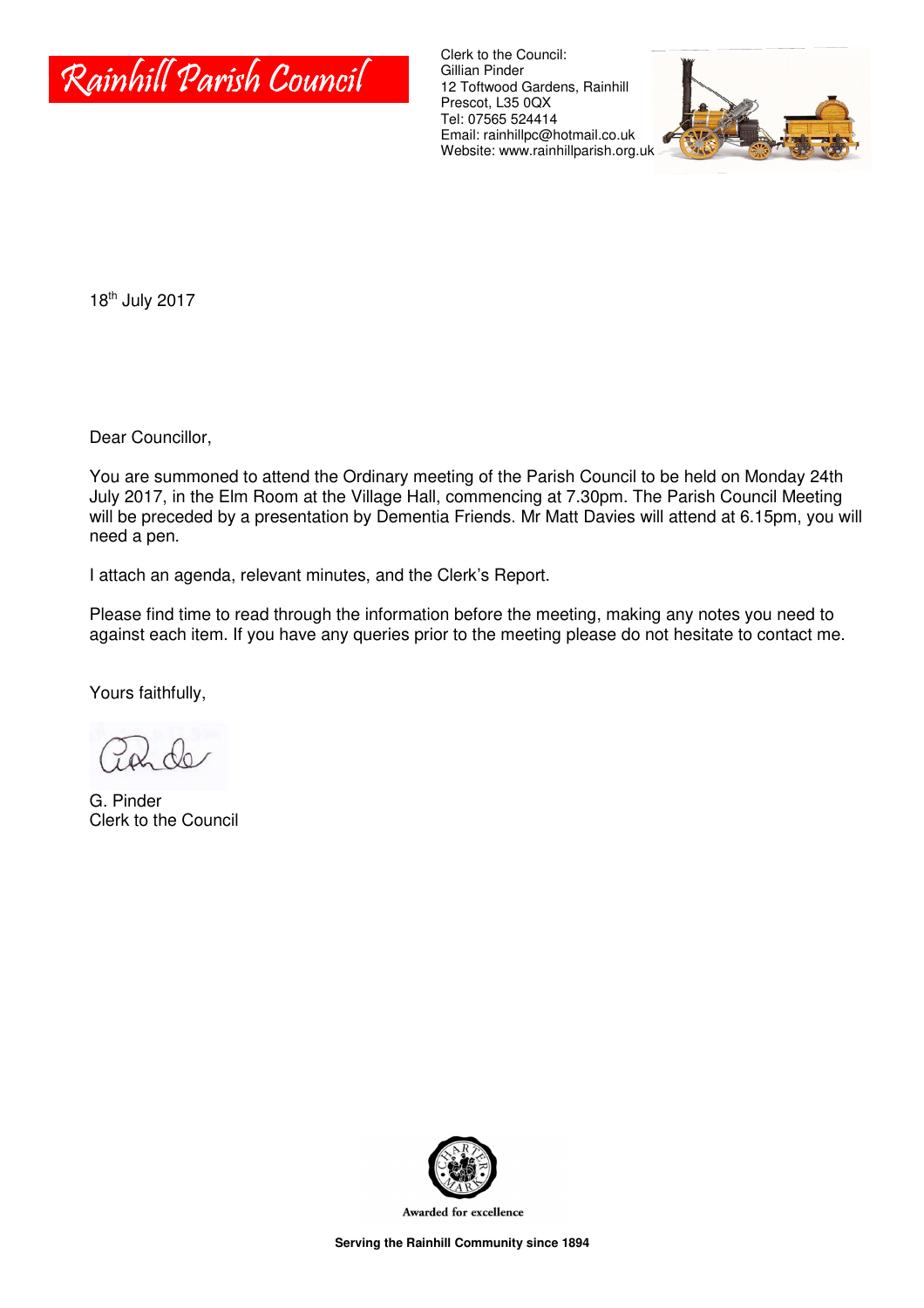# Rainhill Parish Council

Clerk to the Council:
Gillian Pinder
12 Toftwood Gardens, Rainhill
Prescot, L35 0QX
Tel: 07565 524414
Email: rainhillpc@hotmail.co.uk
Website: www.rainhillparish.org.uk

18th July 2017

Dear Councillor,

You are summoned to attend the Ordinary meeting of the Parish Council to be held on Monday 24th July 2017, in the Elm Room at the Village Hall, commencing at 7.30pm. The Parish Council Meeting will be preceded by a presentation by Dementia Friends. Mr Matt Davies will attend at 6.15pm, you will need a pen.

I attach an agenda, relevant minutes, and the Clerk's Report.

Please find time to read through the information before the meeting, making any notes you need to against each item. If you have any queries prior to the meeting please do not hesitate to contact me.

Yours faithfully,

G. Pinder
Clerk to the Council

Awarded for excellence

**Serving the Rainhill Community since 1894**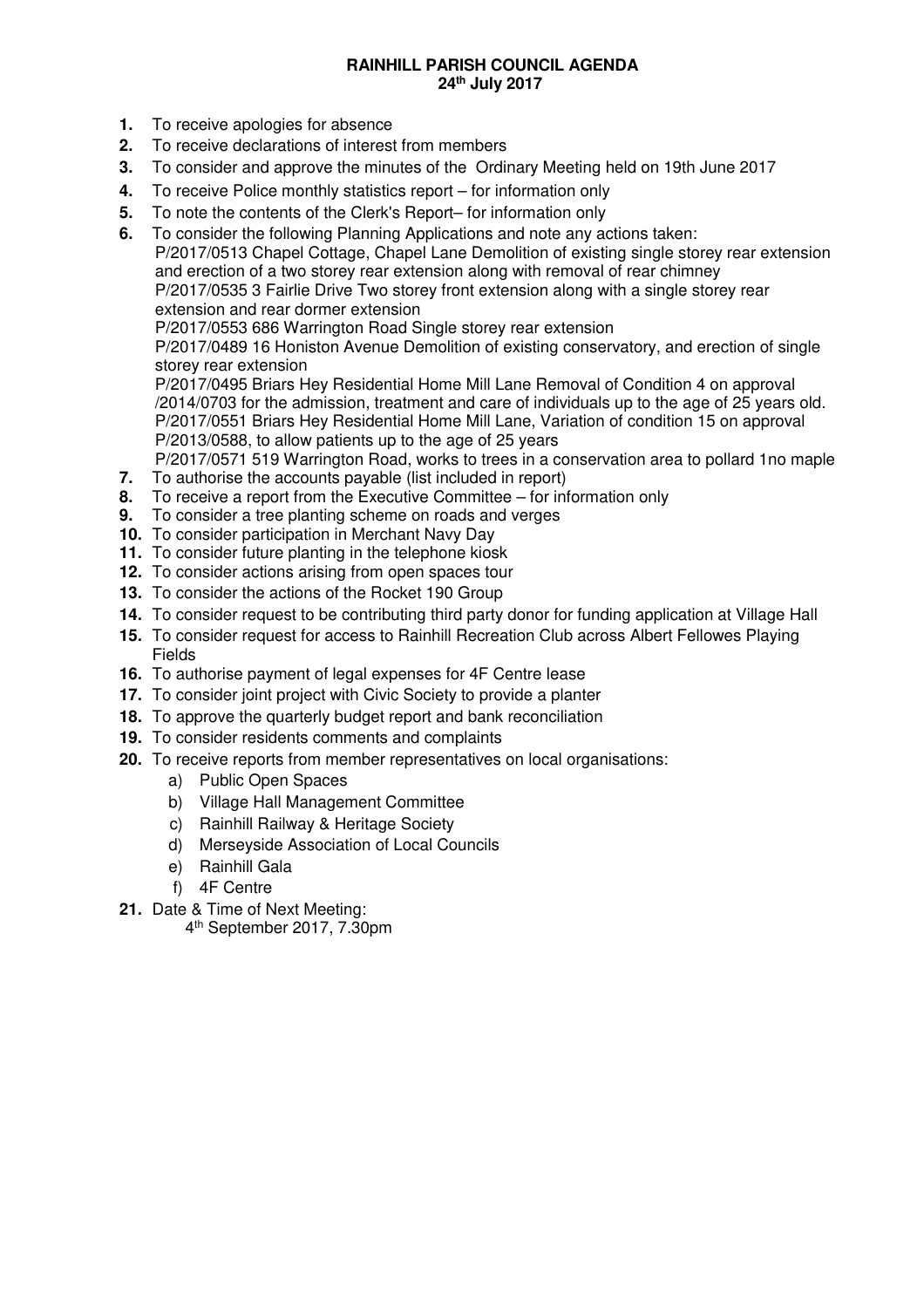# RAINHILL PARISH COUNCIL AGENDA
## 24th July 2017

1. To receive apologies for absence
2. To receive declarations of interest from members
3. To consider and approve the minutes of the Ordinary Meeting held on 19th June 2017
4. To receive Police monthly statistics report – for information only
5. To note the contents of the Clerk's Report– for information only
6. To consider the following Planning Applications and note any actions taken:
   P/2017/0513 Chapel Cottage, Chapel Lane Demolition of existing single storey rear extension and erection of a two storey rear extension along with removal of rear chimney
   P/2017/0535 3 Fairlie Drive Two storey front extension along with a single storey rear extension and rear dormer extension
   P/2017/0553 686 Warrington Road Single storey rear extension
   P/2017/0489 16 Honiston Avenue Demolition of existing conservatory, and erection of single storey rear extension
   P/2017/0495 Briars Hey Residential Home Mill Lane Removal of Condition 4 on approval /2014/0703 for the admission, treatment and care of individuals up to the age of 25 years old.
   P/2017/0551 Briars Hey Residential Home Mill Lane, Variation of condition 15 on approval P/2013/0588, to allow patients up to the age of 25 years
   P/2017/0571 519 Warrington Road, works to trees in a conservation area to pollard 1no maple
7. To authorise the accounts payable (list included in report)
8. To receive a report from the Executive Committee – for information only
9. To consider a tree planting scheme on roads and verges
10. To consider participation in Merchant Navy Day
11. To consider future planting in the telephone kiosk
12. To consider actions arising from open spaces tour
13. To consider the actions of the Rocket 190 Group
14. To consider request to be contributing third party donor for funding application at Village Hall
15. To consider request for access to Rainhill Recreation Club across Albert Fellowes Playing Fields
16. To authorise payment of legal expenses for 4F Centre lease
17. To consider joint project with Civic Society to provide a planter
18. To approve the quarterly budget report and bank reconciliation
19. To consider residents comments and complaints
20. To receive reports from member representatives on local organisations:
    a) Public Open Spaces
    b) Village Hall Management Committee
    c) Rainhill Railway & Heritage Society
    d) Merseyside Association of Local Councils
    e) Rainhill Gala
    f) 4F Centre
21. Date & Time of Next Meeting:
    4th September 2017, 7.30pm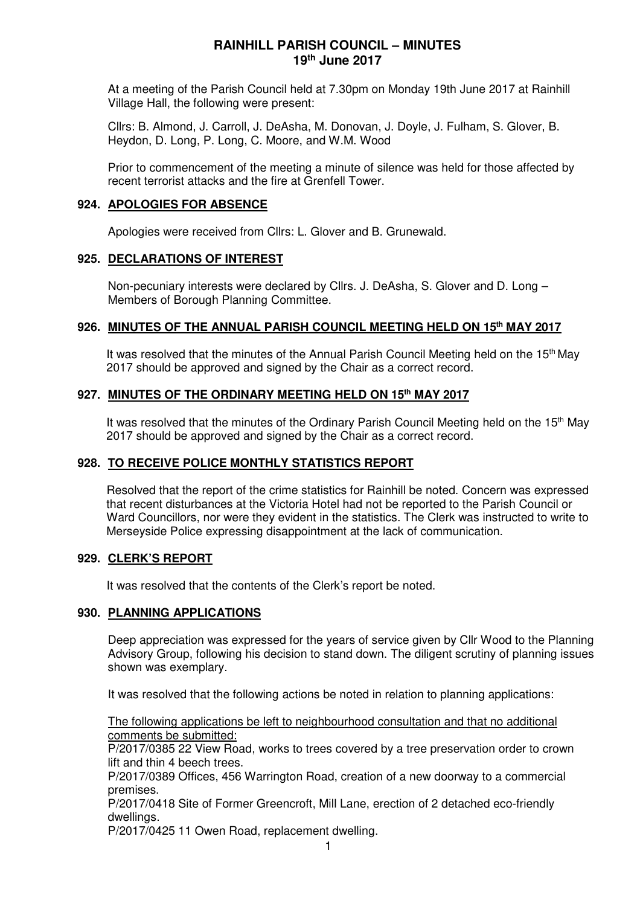# RAINHILL PARISH COUNCIL – MINUTES
## 19th June 2017

At a meeting of the Parish Council held at 7.30pm on Monday 19th June 2017 at Rainhill Village Hall, the following were present:

Cllrs: B. Almond, J. Carroll, J. DeAsha, M. Donovan, J. Doyle, J. Fulham, S. Glover, B. Heydon, D. Long, P. Long, C. Moore, and W.M. Wood

Prior to commencement of the meeting a minute of silence was held for those affected by recent terrorist attacks and the fire at Grenfell Tower.

### 924. APOLOGIES FOR ABSENCE

Apologies were received from Cllrs: L. Glover and B. Grunewald.

### 925. DECLARATIONS OF INTEREST

Non-pecuniary interests were declared by Cllrs. J. DeAsha, S. Glover and D. Long – Members of Borough Planning Committee.

### 926. MINUTES OF THE ANNUAL PARISH COUNCIL MEETING HELD ON 15th MAY 2017

It was resolved that the minutes of the Annual Parish Council Meeting held on the 15th May 2017 should be approved and signed by the Chair as a correct record.

### 927. MINUTES OF THE ORDINARY MEETING HELD ON 15th MAY 2017

It was resolved that the minutes of the Ordinary Parish Council Meeting held on the 15th May 2017 should be approved and signed by the Chair as a correct record.

### 928. TO RECEIVE POLICE MONTHLY STATISTICS REPORT

Resolved that the report of the crime statistics for Rainhill be noted. Concern was expressed that recent disturbances at the Victoria Hotel had not be reported to the Parish Council or Ward Councillors, nor were they evident in the statistics. The Clerk was instructed to write to Merseyside Police expressing disappointment at the lack of communication.

### 929. CLERK'S REPORT

It was resolved that the contents of the Clerk's report be noted.

### 930. PLANNING APPLICATIONS

Deep appreciation was expressed for the years of service given by Cllr Wood to the Planning Advisory Group, following his decision to stand down. The diligent scrutiny of planning issues shown was exemplary.

It was resolved that the following actions be noted in relation to planning applications:

The following applications be left to neighbourhood consultation and that no additional comments be submitted:

P/2017/0385 22 View Road, works to trees covered by a tree preservation order to crown lift and thin 4 beech trees.

P/2017/0389 Offices, 456 Warrington Road, creation of a new doorway to a commercial premises.

P/2017/0418 Site of Former Greencroft, Mill Lane, erection of 2 detached eco-friendly dwellings.

P/2017/0425 11 Owen Road, replacement dwelling.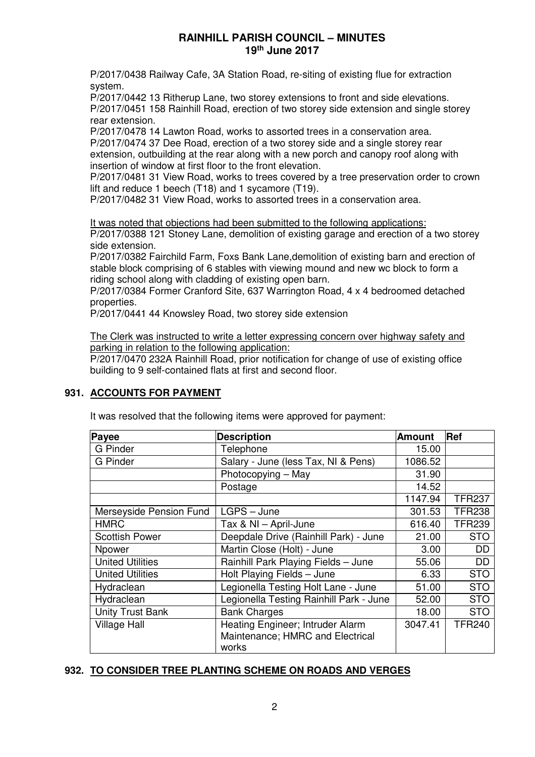P/2017/0438 Railway Cafe, 3A Station Road, re-siting of existing flue for extraction system.
P/2017/0442 13 Ritherup Lane, two storey extensions to front and side elevations.
P/2017/0451 158 Rainhill Road, erection of two storey side extension and single storey rear extension.
P/2017/0478 14 Lawton Road, works to assorted trees in a conservation area.
P/2017/0474 37 Dee Road, erection of a two storey side and a single storey rear extension, outbuilding at the rear along with a new porch and canopy roof along with insertion of window at first floor to the front elevation.
P/2017/0481 31 View Road, works to trees covered by a tree preservation order to crown lift and reduce 1 beech (T18) and 1 sycamore (T19).
P/2017/0482 31 View Road, works to assorted trees in a conservation area.

<u>It was noted that objections had been submitted to the following applications:</u>
P/2017/0388 121 Stoney Lane, demolition of existing garage and erection of a two storey side extension.
P/2017/0382 Fairchild Farm, Foxs Bank Lane,demolition of existing barn and erection of stable block comprising of 6 stables with viewing mound and new wc block to form a riding school along with cladding of existing open barn.
P/2017/0384 Former Cranford Site, 637 Warrington Road, 4 x 4 bedroomed detached properties.
P/2017/0441 44 Knowsley Road, two storey side extension

<u>The Clerk was instructed to write a letter expressing concern over highway safety and parking in relation to the following application:</u>
P/2017/0470 232A Rainhill Road, prior notification for change of use of existing office building to 9 self-contained flats at first and second floor.

## 931. ACCOUNTS FOR PAYMENT

It was resolved that the following items were approved for payment:

| Payee | Description | Amount | Ref |
|---|---|---|---|
| G Pinder | Telephone | 15.00 | |
| G Pinder | Salary - June (less Tax, NI & Pens) | 1086.52 | |
| | Photocopying – May | 31.90 | |
| | Postage | 14.52 | |
| | | 1147.94 | TFR237 |
| Merseyside Pension Fund | LGPS – June | 301.53 | TFR238 |
| HMRC | Tax & NI – April-June | 616.40 | TFR239 |
| Scottish Power | Deepdale Drive (Rainhill Park) - June | 21.00 | STO |
| Npower | Martin Close (Holt) - June | 3.00 | DD |
| United Utilities | Rainhill Park Playing Fields – June | 55.06 | DD |
| United Utilities | Holt Playing Fields – June | 6.33 | STO |
| Hydraclean | Legionella Testing Holt Lane - June | 51.00 | STO |
| Hydraclean | Legionella Testing Rainhill Park - June | 52.00 | STO |
| Unity Trust Bank | Bank Charges | 18.00 | STO |
| Village Hall | Heating Engineer; Intruder Alarm Maintenance; HMRC and Electrical works | 3047.41 | TFR240 |

## 932. TO CONSIDER TREE PLANTING SCHEME ON ROADS AND VERGES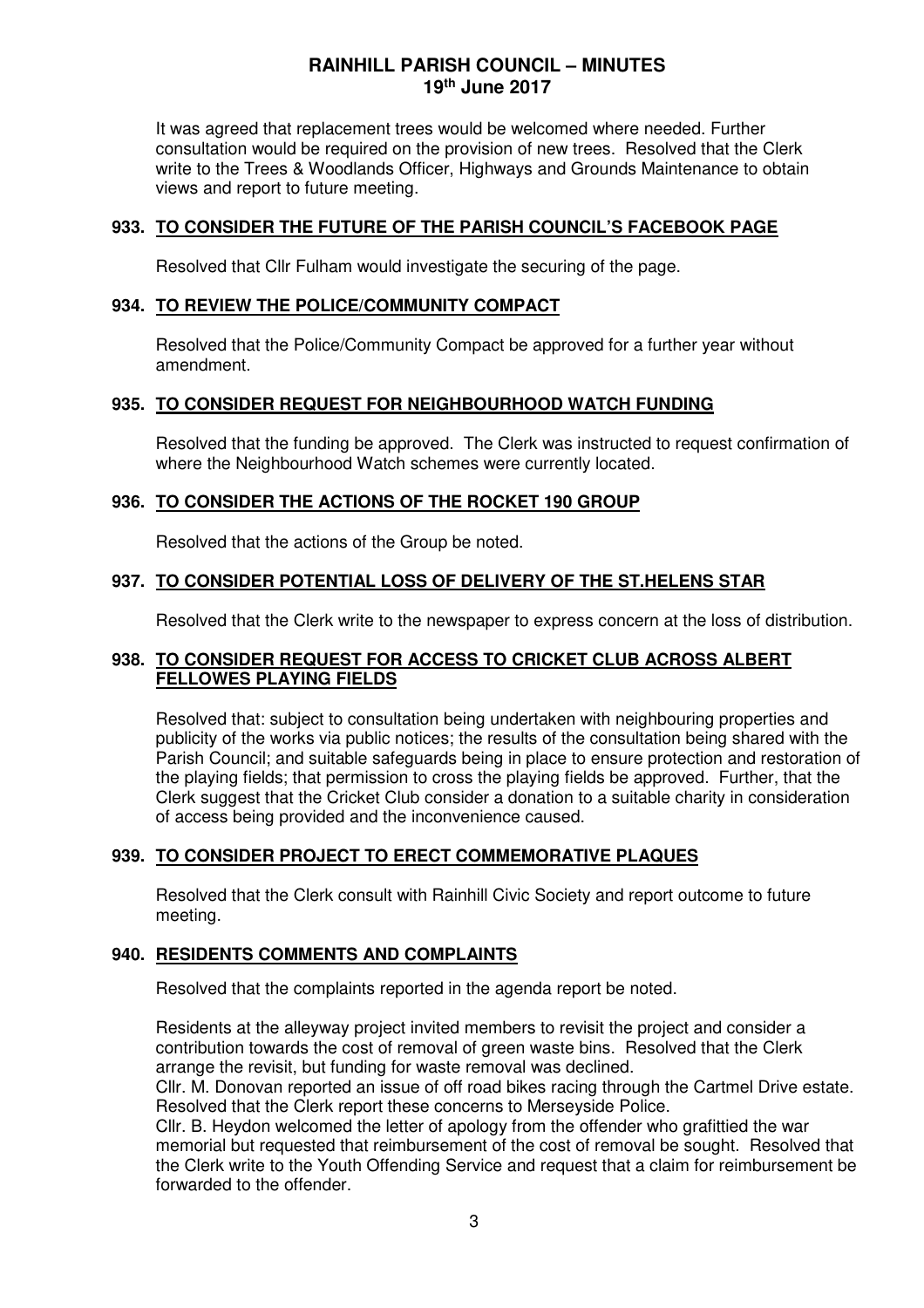It was agreed that replacement trees would be welcomed where needed. Further consultation would be required on the provision of new trees. Resolved that the Clerk write to the Trees & Woodlands Officer, Highways and Grounds Maintenance to obtain views and report to future meeting.

### 933. TO CONSIDER THE FUTURE OF THE PARISH COUNCIL'S FACEBOOK PAGE

Resolved that Cllr Fulham would investigate the securing of the page.

### 934. TO REVIEW THE POLICE/COMMUNITY COMPACT

Resolved that the Police/Community Compact be approved for a further year without amendment.

### 935. TO CONSIDER REQUEST FOR NEIGHBOURHOOD WATCH FUNDING

Resolved that the funding be approved. The Clerk was instructed to request confirmation of where the Neighbourhood Watch schemes were currently located.

### 936. TO CONSIDER THE ACTIONS OF THE ROCKET 190 GROUP

Resolved that the actions of the Group be noted.

### 937. TO CONSIDER POTENTIAL LOSS OF DELIVERY OF THE ST.HELENS STAR

Resolved that the Clerk write to the newspaper to express concern at the loss of distribution.

### 938. TO CONSIDER REQUEST FOR ACCESS TO CRICKET CLUB ACROSS ALBERT FELLOWES PLAYING FIELDS

Resolved that: subject to consultation being undertaken with neighbouring properties and publicity of the works via public notices; the results of the consultation being shared with the Parish Council; and suitable safeguards being in place to ensure protection and restoration of the playing fields; that permission to cross the playing fields be approved. Further, that the Clerk suggest that the Cricket Club consider a donation to a suitable charity in consideration of access being provided and the inconvenience caused.

### 939. TO CONSIDER PROJECT TO ERECT COMMEMORATIVE PLAQUES

Resolved that the Clerk consult with Rainhill Civic Society and report outcome to future meeting.

### 940. RESIDENTS COMMENTS AND COMPLAINTS

Resolved that the complaints reported in the agenda report be noted.

Residents at the alleyway project invited members to revisit the project and consider a contribution towards the cost of removal of green waste bins. Resolved that the Clerk arrange the revisit, but funding for waste removal was declined.
Cllr. M. Donovan reported an issue of off road bikes racing through the Cartmel Drive estate. Resolved that the Clerk report these concerns to Merseyside Police.
Cllr. B. Heydon welcomed the letter of apology from the offender who grafittied the war memorial but requested that reimbursement of the cost of removal be sought. Resolved that the Clerk write to the Youth Offending Service and request that a claim for reimbursement be forwarded to the offender.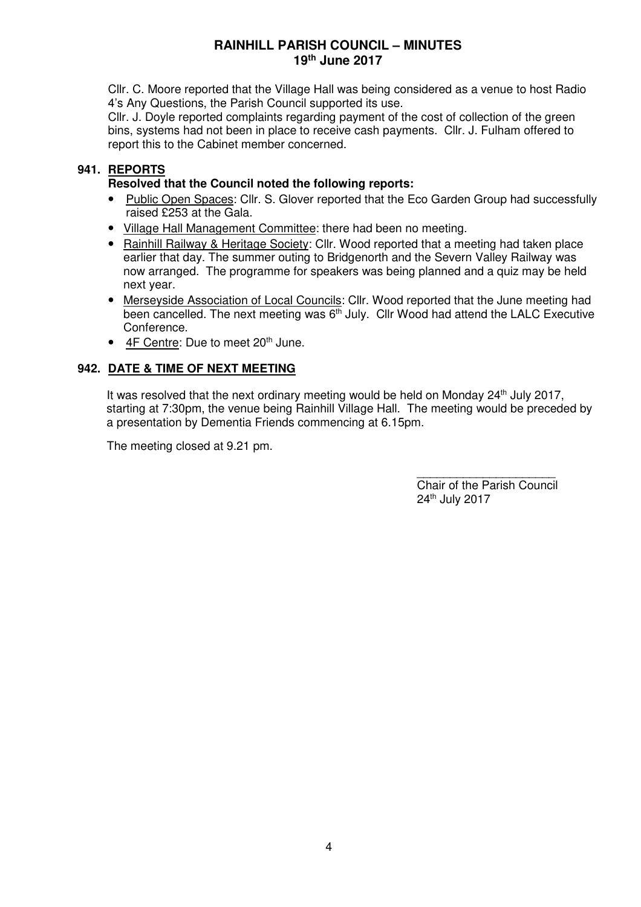Cllr. C. Moore reported that the Village Hall was being considered as a venue to host Radio 4's Any Questions, the Parish Council supported its use.
Cllr. J. Doyle reported complaints regarding payment of the cost of collection of the green bins, systems had not been in place to receive cash payments. Cllr. J. Fulham offered to report this to the Cabinet member concerned.

## 941. REPORTS

**Resolved that the Council noted the following reports:**

- Public Open Spaces: Cllr. S. Glover reported that the Eco Garden Group had successfully raised £253 at the Gala.
- Village Hall Management Committee: there had been no meeting.
- Rainhill Railway & Heritage Society: Cllr. Wood reported that a meeting had taken place earlier that day. The summer outing to Bridgenorth and the Severn Valley Railway was now arranged. The programme for speakers was being planned and a quiz may be held next year.
- Merseyside Association of Local Councils: Cllr. Wood reported that the June meeting had been cancelled. The next meeting was 6th July. Cllr Wood had attend the LALC Executive Conference.
- 4F Centre: Due to meet 20th June.

## 942. DATE & TIME OF NEXT MEETING

It was resolved that the next ordinary meeting would be held on Monday 24th July 2017, starting at 7:30pm, the venue being Rainhill Village Hall. The meeting would be preceded by a presentation by Dementia Friends commencing at 6.15pm.

The meeting closed at 9.21 pm.

______________________
Chair of the Parish Council
24th July 2017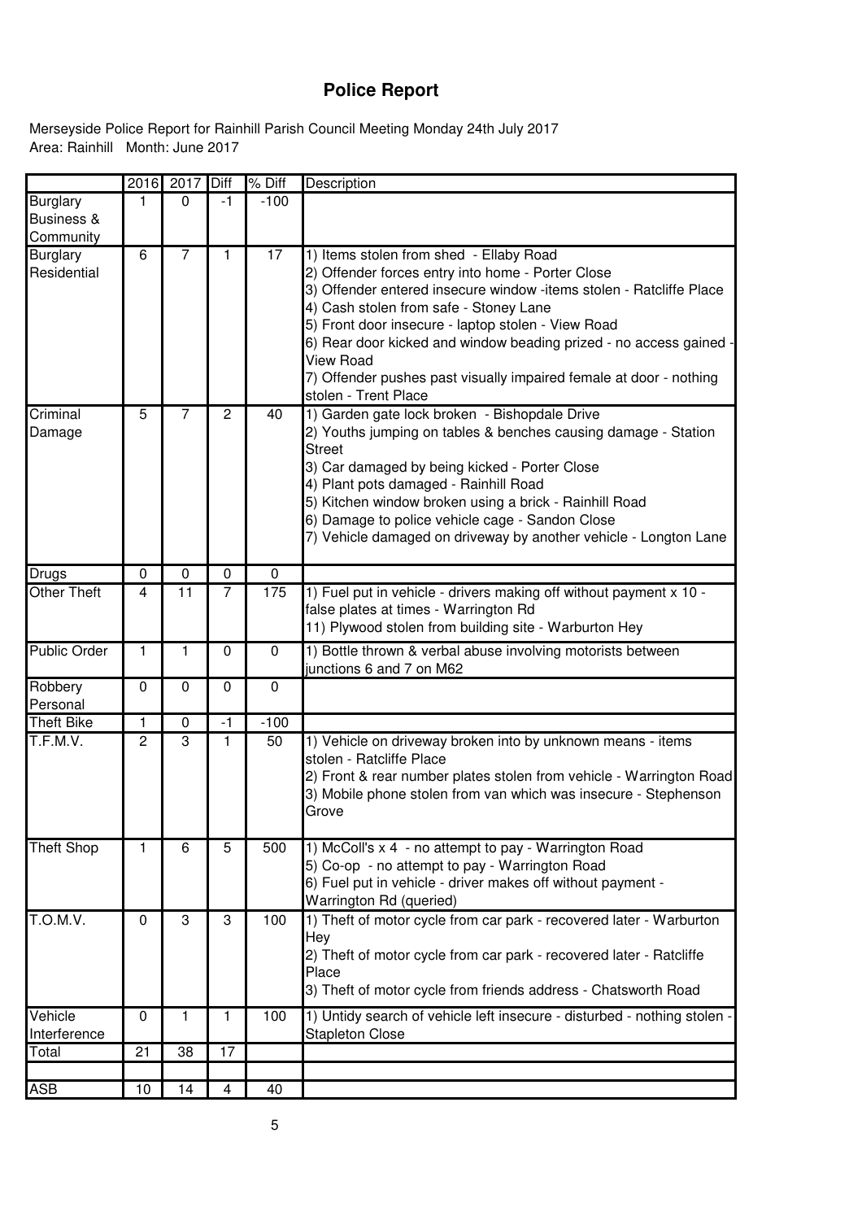# Police Report

Merseyside Police Report for Rainhill Parish Council Meeting Monday 24th July 2017
Area: Rainhill Month: June 2017

| | 2016 | 2017 | Diff | % Diff | Description |
|---|---|---|---|---|---|
| Burglary Business & Community | 1 | 0 | -1 | -100 | |
| Burglary Residential | 6 | 7 | 1 | 17 | 1) Items stolen from shed - Ellaby Road<br>2) Offender forces entry into home - Porter Close<br>3) Offender entered insecure window -items stolen - Ratcliffe Place<br>4) Cash stolen from safe - Stoney Lane<br>5) Front door insecure - laptop stolen - View Road<br>6) Rear door kicked and window beading prized - no access gained - View Road<br>7) Offender pushes past visually impaired female at door - nothing stolen - Trent Place |
| Criminal Damage | 5 | 7 | 2 | 40 | 1) Garden gate lock broken - Bishopdale Drive<br>2) Youths jumping on tables & benches causing damage - Station Street<br>3) Car damaged by being kicked - Porter Close<br>4) Plant pots damaged - Rainhill Road<br>5) Kitchen window broken using a brick - Rainhill Road<br>6) Damage to police vehicle cage - Sandon Close<br>7) Vehicle damaged on driveway by another vehicle - Longton Lane |
| Drugs | 0 | 0 | 0 | 0 | |
| Other Theft | 4 | 11 | 7 | 175 | 1) Fuel put in vehicle - drivers making off without payment x 10 - false plates at times - Warrington Rd<br>11) Plywood stolen from building site - Warburton Hey |
| Public Order | 1 | 1 | 0 | 0 | 1) Bottle thrown & verbal abuse involving motorists between junctions 6 and 7 on M62 |
| Robbery Personal | 0 | 0 | 0 | 0 | |
| Theft Bike | 1 | 0 | -1 | -100 | |
| T.F.M.V. | 2 | 3 | 1 | 50 | 1) Vehicle on driveway broken into by unknown means - items stolen - Ratcliffe Place<br>2) Front & rear number plates stolen from vehicle - Warrington Road<br>3) Mobile phone stolen from van which was insecure - Stephenson Grove |
| Theft Shop | 1 | 6 | 5 | 500 | 1) McColl's x 4 - no attempt to pay - Warrington Road<br>5) Co-op - no attempt to pay - Warrington Road<br>6) Fuel put in vehicle - driver makes off without payment - Warrington Rd (queried) |
| T.O.M.V. | 0 | 3 | 3 | 100 | 1) Theft of motor cycle from car park - recovered later - Warburton Hey<br>2) Theft of motor cycle from car park - recovered later - Ratcliffe Place<br>3) Theft of motor cycle from friends address - Chatsworth Road |
| Vehicle Interference | 0 | 1 | 1 | 100 | 1) Untidy search of vehicle left insecure - disturbed - nothing stolen - Stapleton Close |
| Total | 21 | 38 | 17 | | |
| | | | | | |
| ASB | 10 | 14 | 4 | 40 | |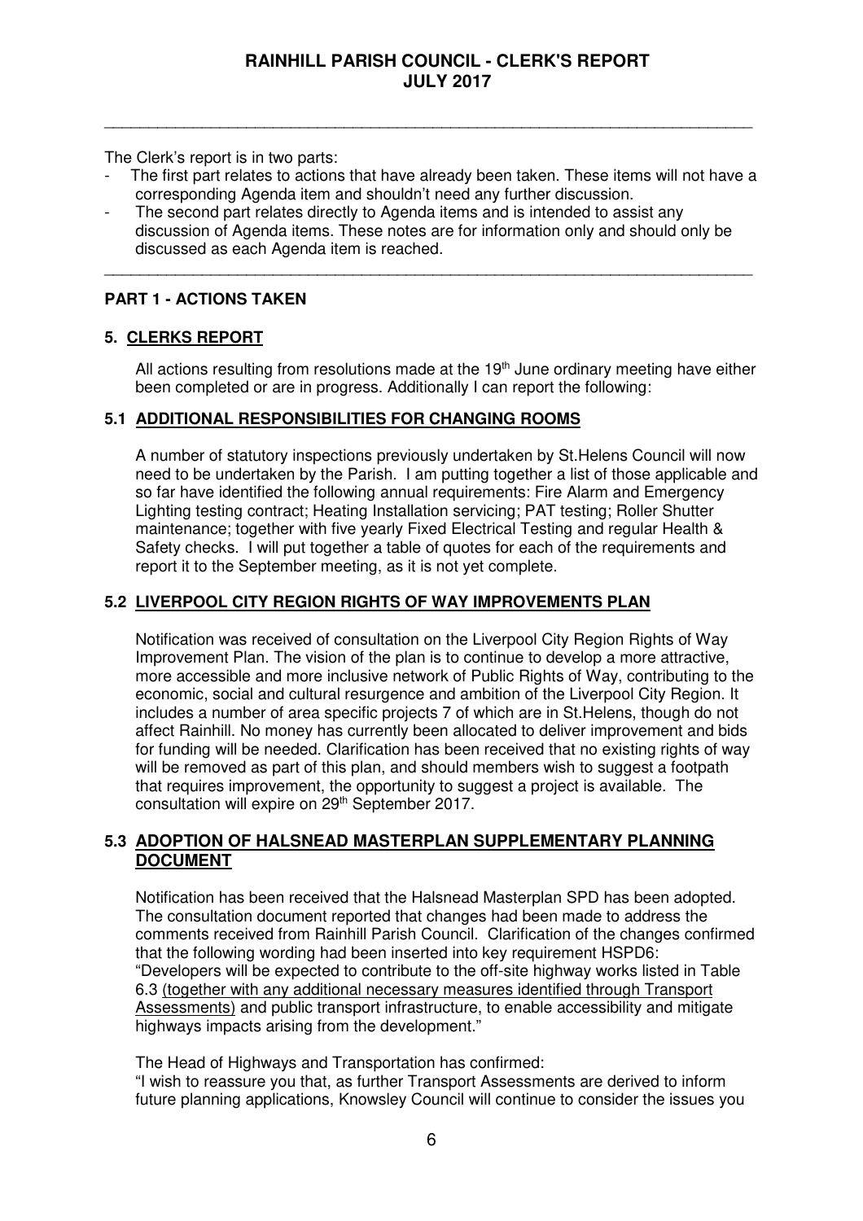# RAINHILL PARISH COUNCIL - CLERK'S REPORT JULY 2017

---

The Clerk's report is in two parts:

- The first part relates to actions that have already been taken. These items will not have a corresponding Agenda item and shouldn't need any further discussion.
- The second part relates directly to Agenda items and is intended to assist any discussion of Agenda items. These notes are for information only and should only be discussed as each Agenda item is reached.

---

## PART 1 - ACTIONS TAKEN

### 5. CLERKS REPORT

All actions resulting from resolutions made at the 19th June ordinary meeting have either been completed or are in progress. Additionally I can report the following:

### 5.1 ADDITIONAL RESPONSIBILITIES FOR CHANGING ROOMS

A number of statutory inspections previously undertaken by St.Helens Council will now need to be undertaken by the Parish. I am putting together a list of those applicable and so far have identified the following annual requirements: Fire Alarm and Emergency Lighting testing contract; Heating Installation servicing; PAT testing; Roller Shutter maintenance; together with five yearly Fixed Electrical Testing and regular Health & Safety checks. I will put together a table of quotes for each of the requirements and report it to the September meeting, as it is not yet complete.

### 5.2 LIVERPOOL CITY REGION RIGHTS OF WAY IMPROVEMENTS PLAN

Notification was received of consultation on the Liverpool City Region Rights of Way Improvement Plan. The vision of the plan is to continue to develop a more attractive, more accessible and more inclusive network of Public Rights of Way, contributing to the economic, social and cultural resurgence and ambition of the Liverpool City Region. It includes a number of area specific projects 7 of which are in St.Helens, though do not affect Rainhill. No money has currently been allocated to deliver improvement and bids for funding will be needed. Clarification has been received that no existing rights of way will be removed as part of this plan, and should members wish to suggest a footpath that requires improvement, the opportunity to suggest a project is available. The consultation will expire on 29th September 2017.

### 5.3 ADOPTION OF HALSNEAD MASTERPLAN SUPPLEMENTARY PLANNING DOCUMENT

Notification has been received that the Halsnead Masterplan SPD has been adopted. The consultation document reported that changes had been made to address the comments received from Rainhill Parish Council. Clarification of the changes confirmed that the following wording had been inserted into key requirement HSPD6: "Developers will be expected to contribute to the off-site highway works listed in Table 6.3 <u>(together with any additional necessary measures identified through Transport Assessments)</u> and public transport infrastructure, to enable accessibility and mitigate highways impacts arising from the development."

The Head of Highways and Transportation has confirmed:
"I wish to reassure you that, as further Transport Assessments are derived to inform future planning applications, Knowsley Council will continue to consider the issues you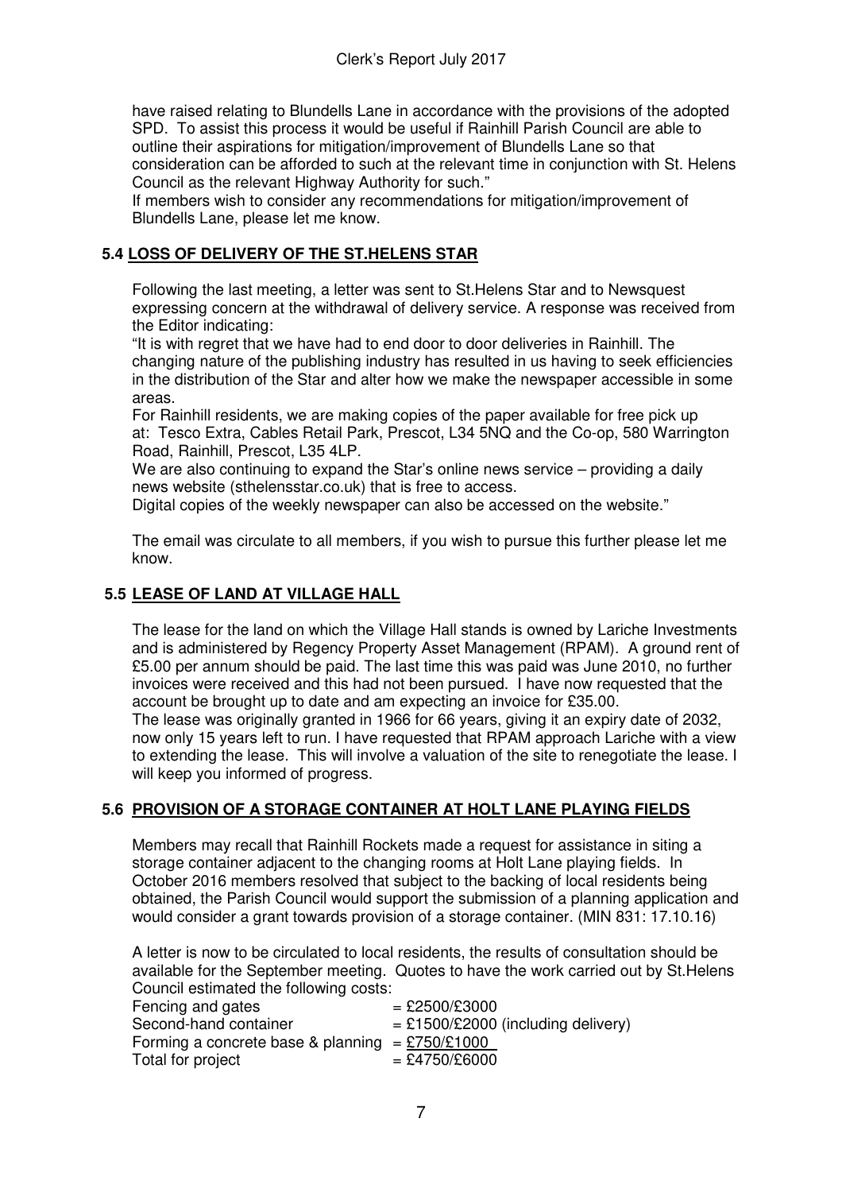have raised relating to Blundells Lane in accordance with the provisions of the adopted SPD. To assist this process it would be useful if Rainhill Parish Council are able to outline their aspirations for mitigation/improvement of Blundells Lane so that consideration can be afforded to such at the relevant time in conjunction with St. Helens Council as the relevant Highway Authority for such."

If members wish to consider any recommendations for mitigation/improvement of Blundells Lane, please let me know.

### 5.4 LOSS OF DELIVERY OF THE ST.HELENS STAR

Following the last meeting, a letter was sent to St.Helens Star and to Newsquest expressing concern at the withdrawal of delivery service. A response was received from the Editor indicating:

"It is with regret that we have had to end door to door deliveries in Rainhill. The changing nature of the publishing industry has resulted in us having to seek efficiencies in the distribution of the Star and alter how we make the newspaper accessible in some areas.

For Rainhill residents, we are making copies of the paper available for free pick up at: Tesco Extra, Cables Retail Park, Prescot, L34 5NQ and the Co-op, 580 Warrington Road, Rainhill, Prescot, L35 4LP.

We are also continuing to expand the Star's online news service – providing a daily news website (sthelensstar.co.uk) that is free to access.

Digital copies of the weekly newspaper can also be accessed on the website."

The email was circulate to all members, if you wish to pursue this further please let me know.

### 5.5 LEASE OF LAND AT VILLAGE HALL

The lease for the land on which the Village Hall stands is owned by Lariche Investments and is administered by Regency Property Asset Management (RPAM). A ground rent of £5.00 per annum should be paid. The last time this was paid was June 2010, no further invoices were received and this had not been pursued. I have now requested that the account be brought up to date and am expecting an invoice for £35.00.

The lease was originally granted in 1966 for 66 years, giving it an expiry date of 2032, now only 15 years left to run. I have requested that RPAM approach Lariche with a view to extending the lease. This will involve a valuation of the site to renegotiate the lease. I will keep you informed of progress.

### 5.6 PROVISION OF A STORAGE CONTAINER AT HOLT LANE PLAYING FIELDS

Members may recall that Rainhill Rockets made a request for assistance in siting a storage container adjacent to the changing rooms at Holt Lane playing fields. In October 2016 members resolved that subject to the backing of local residents being obtained, the Parish Council would support the submission of a planning application and would consider a grant towards provision of a storage container. (MIN 831: 17.10.16)

A letter is now to be circulated to local residents, the results of consultation should be available for the September meeting. Quotes to have the work carried out by St.Helens Council estimated the following costs:

| | |
|---|---|
| Fencing and gates | = £2500/£3000 |
| Second-hand container | = £1500/£2000 (including delivery) |
| Forming a concrete base & planning | = £750/£1000 |
| Total for project | = £4750/£6000 |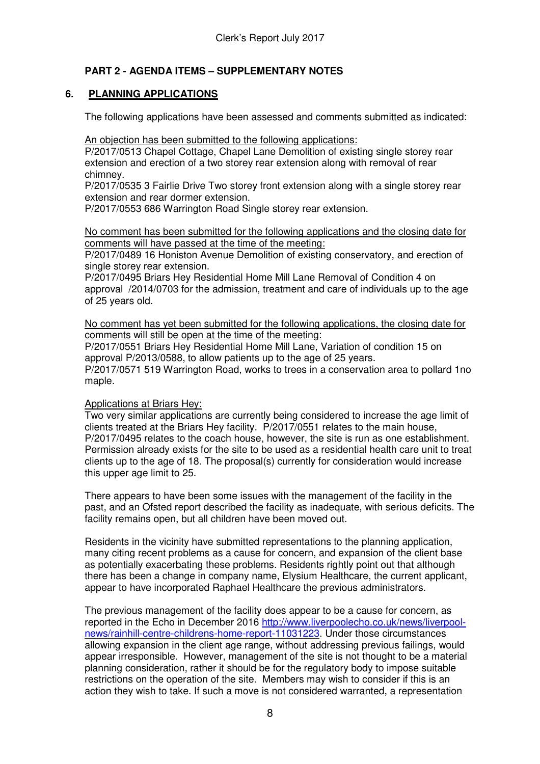## PART 2 - AGENDA ITEMS – SUPPLEMENTARY NOTES

### 6. PLANNING APPLICATIONS

The following applications have been assessed and comments submitted as indicated:

An objection has been submitted to the following applications:

P/2017/0513 Chapel Cottage, Chapel Lane Demolition of existing single storey rear extension and erection of a two storey rear extension along with removal of rear chimney.

P/2017/0535 3 Fairlie Drive Two storey front extension along with a single storey rear extension and rear dormer extension.

P/2017/0553 686 Warrington Road Single storey rear extension.

No comment has been submitted for the following applications and the closing date for comments will have passed at the time of the meeting:

P/2017/0489 16 Honiston Avenue Demolition of existing conservatory, and erection of single storey rear extension.

P/2017/0495 Briars Hey Residential Home Mill Lane Removal of Condition 4 on approval /2014/0703 for the admission, treatment and care of individuals up to the age of 25 years old.

No comment has yet been submitted for the following applications, the closing date for comments will still be open at the time of the meeting:

P/2017/0551 Briars Hey Residential Home Mill Lane, Variation of condition 15 on approval P/2013/0588, to allow patients up to the age of 25 years.

P/2017/0571 519 Warrington Road, works to trees in a conservation area to pollard 1no maple.

Applications at Briars Hey:

Two very similar applications are currently being considered to increase the age limit of clients treated at the Briars Hey facility. P/2017/0551 relates to the main house, P/2017/0495 relates to the coach house, however, the site is run as one establishment. Permission already exists for the site to be used as a residential health care unit to treat clients up to the age of 18. The proposal(s) currently for consideration would increase this upper age limit to 25.

There appears to have been some issues with the management of the facility in the past, and an Ofsted report described the facility as inadequate, with serious deficits. The facility remains open, but all children have been moved out.

Residents in the vicinity have submitted representations to the planning application, many citing recent problems as a cause for concern, and expansion of the client base as potentially exacerbating these problems. Residents rightly point out that although there has been a change in company name, Elysium Healthcare, the current applicant, appear to have incorporated Raphael Healthcare the previous administrators.

The previous management of the facility does appear to be a cause for concern, as reported in the Echo in December 2016 http://www.liverpoolecho.co.uk/news/liverpool-news/rainhill-centre-childrens-home-report-11031223. Under those circumstances allowing expansion in the client age range, without addressing previous failings, would appear irresponsible. However, management of the site is not thought to be a material planning consideration, rather it should be for the regulatory body to impose suitable restrictions on the operation of the site. Members may wish to consider if this is an action they wish to take. If such a move is not considered warranted, a representation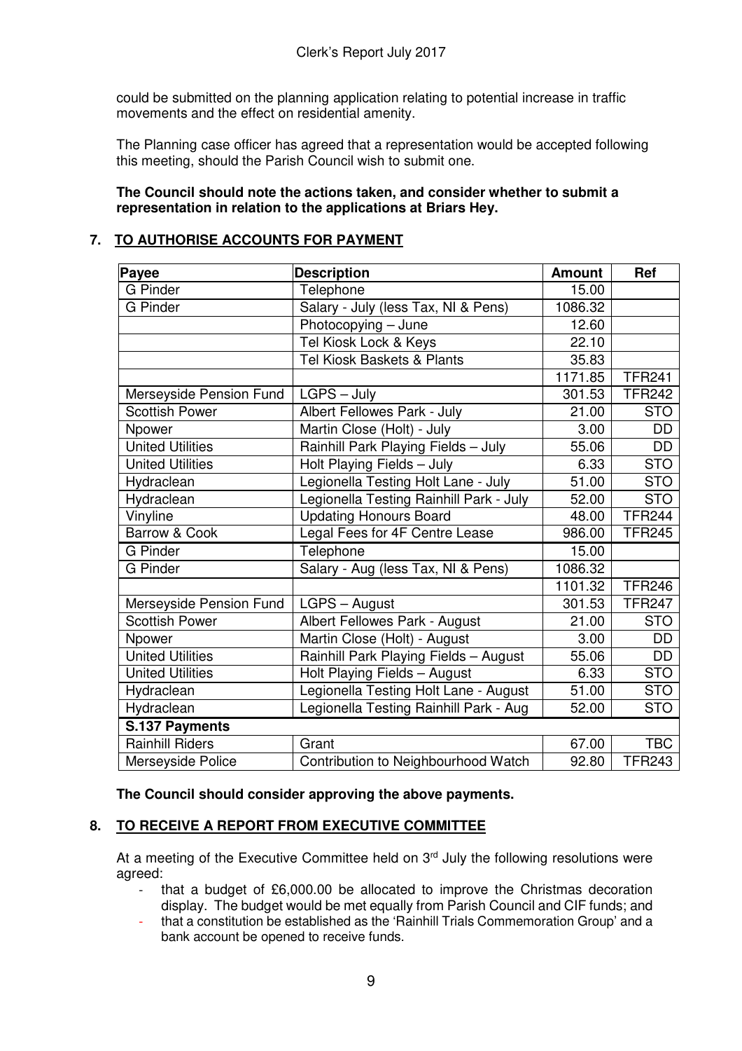could be submitted on the planning application relating to potential increase in traffic movements and the effect on residential amenity.

The Planning case officer has agreed that a representation would be accepted following this meeting, should the Parish Council wish to submit one.

**The Council should note the actions taken, and consider whether to submit a representation in relation to the applications at Briars Hey.**

## 7. TO AUTHORISE ACCOUNTS FOR PAYMENT

| Payee | Description | Amount | Ref |
|---|---|---|---|
| G Pinder | Telephone | 15.00 | |
| G Pinder | Salary - July (less Tax, NI & Pens) | 1086.32 | |
| | Photocopying – June | 12.60 | |
| | Tel Kiosk Lock & Keys | 22.10 | |
| | Tel Kiosk Baskets & Plants | 35.83 | |
| | | 1171.85 | TFR241 |
| Merseyside Pension Fund | LGPS – July | 301.53 | TFR242 |
| Scottish Power | Albert Fellowes Park - July | 21.00 | STO |
| Npower | Martin Close (Holt) - July | 3.00 | DD |
| United Utilities | Rainhill Park Playing Fields – July | 55.06 | DD |
| United Utilities | Holt Playing Fields – July | 6.33 | STO |
| Hydraclean | Legionella Testing Holt Lane - July | 51.00 | STO |
| Hydraclean | Legionella Testing Rainhill Park - July | 52.00 | STO |
| Vinyline | Updating Honours Board | 48.00 | TFR244 |
| Barrow & Cook | Legal Fees for 4F Centre Lease | 986.00 | TFR245 |
| G Pinder | Telephone | 15.00 | |
| G Pinder | Salary - Aug (less Tax, NI & Pens) | 1086.32 | |
| | | 1101.32 | TFR246 |
| Merseyside Pension Fund | LGPS – August | 301.53 | TFR247 |
| Scottish Power | Albert Fellowes Park - August | 21.00 | STO |
| Npower | Martin Close (Holt) - August | 3.00 | DD |
| United Utilities | Rainhill Park Playing Fields – August | 55.06 | DD |
| United Utilities | Holt Playing Fields – August | 6.33 | STO |
| Hydraclean | Legionella Testing Holt Lane - August | 51.00 | STO |
| Hydraclean | Legionella Testing Rainhill Park - Aug | 52.00 | STO |
| **S.137 Payments** | | | |
| Rainhill Riders | Grant | 67.00 | TBC |
| Merseyside Police | Contribution to Neighbourhood Watch | 92.80 | TFR243 |

**The Council should consider approving the above payments.**

## 8. TO RECEIVE A REPORT FROM EXECUTIVE COMMITTEE

At a meeting of the Executive Committee held on 3rd July the following resolutions were agreed:

- that a budget of £6,000.00 be allocated to improve the Christmas decoration display. The budget would be met equally from Parish Council and CIF funds; and
- that a constitution be established as the 'Rainhill Trials Commemoration Group' and a bank account be opened to receive funds.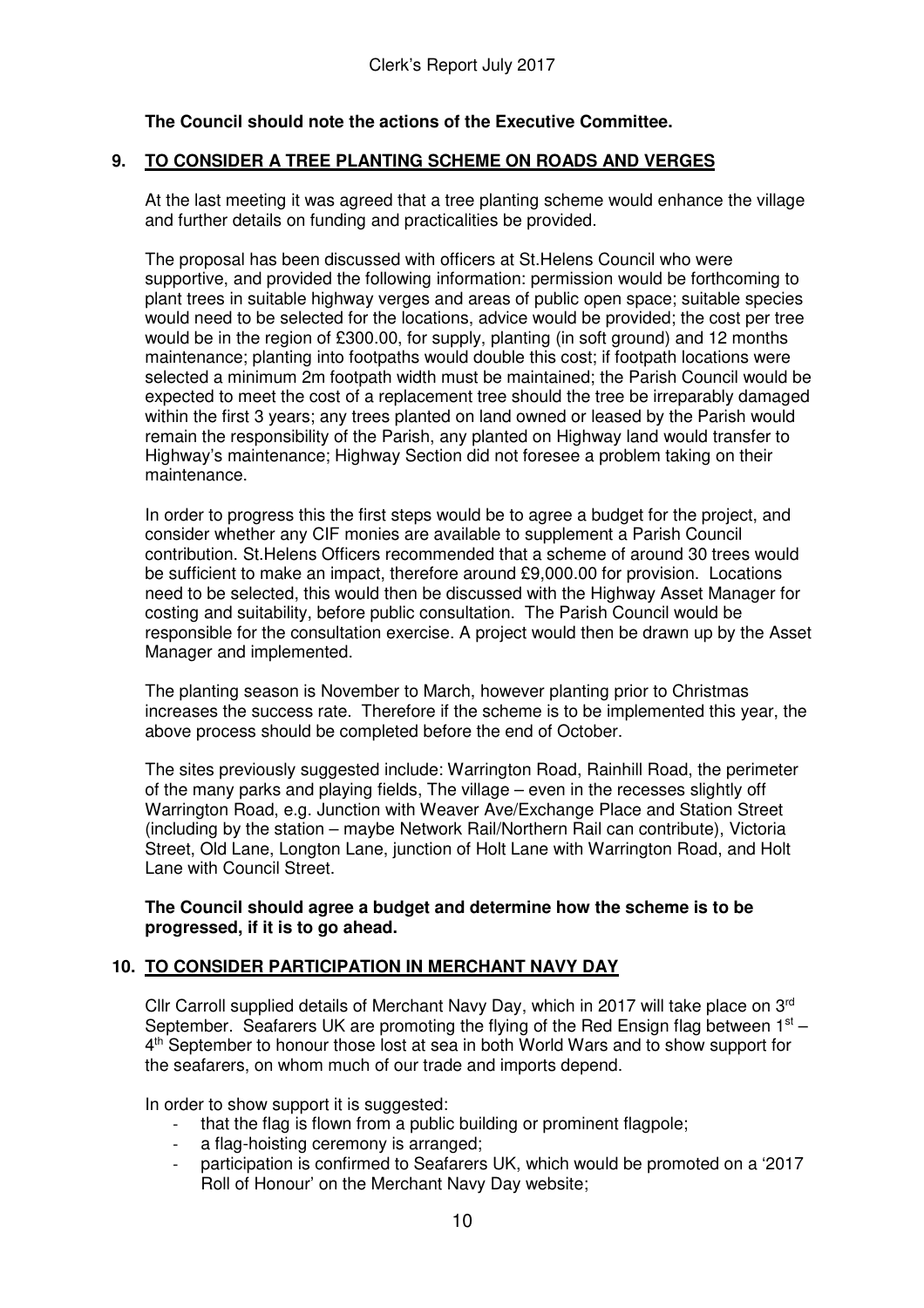**The Council should note the actions of the Executive Committee.**

## 9. TO CONSIDER A TREE PLANTING SCHEME ON ROADS AND VERGES

At the last meeting it was agreed that a tree planting scheme would enhance the village and further details on funding and practicalities be provided.

The proposal has been discussed with officers at St.Helens Council who were supportive, and provided the following information: permission would be forthcoming to plant trees in suitable highway verges and areas of public open space; suitable species would need to be selected for the locations, advice would be provided; the cost per tree would be in the region of £300.00, for supply, planting (in soft ground) and 12 months maintenance; planting into footpaths would double this cost; if footpath locations were selected a minimum 2m footpath width must be maintained; the Parish Council would be expected to meet the cost of a replacement tree should the tree be irreparably damaged within the first 3 years; any trees planted on land owned or leased by the Parish would remain the responsibility of the Parish, any planted on Highway land would transfer to Highway's maintenance; Highway Section did not foresee a problem taking on their maintenance.

In order to progress this the first steps would be to agree a budget for the project, and consider whether any CIF monies are available to supplement a Parish Council contribution. St.Helens Officers recommended that a scheme of around 30 trees would be sufficient to make an impact, therefore around £9,000.00 for provision. Locations need to be selected, this would then be discussed with the Highway Asset Manager for costing and suitability, before public consultation. The Parish Council would be responsible for the consultation exercise. A project would then be drawn up by the Asset Manager and implemented.

The planting season is November to March, however planting prior to Christmas increases the success rate. Therefore if the scheme is to be implemented this year, the above process should be completed before the end of October.

The sites previously suggested include: Warrington Road, Rainhill Road, the perimeter of the many parks and playing fields, The village – even in the recesses slightly off Warrington Road, e.g. Junction with Weaver Ave/Exchange Place and Station Street (including by the station – maybe Network Rail/Northern Rail can contribute), Victoria Street, Old Lane, Longton Lane, junction of Holt Lane with Warrington Road, and Holt Lane with Council Street.

**The Council should agree a budget and determine how the scheme is to be progressed, if it is to go ahead.**

## 10. TO CONSIDER PARTICIPATION IN MERCHANT NAVY DAY

Cllr Carroll supplied details of Merchant Navy Day, which in 2017 will take place on 3rd September. Seafarers UK are promoting the flying of the Red Ensign flag between 1st – 4th September to honour those lost at sea in both World Wars and to show support for the seafarers, on whom much of our trade and imports depend.

In order to show support it is suggested:

- that the flag is flown from a public building or prominent flagpole;
- a flag-hoisting ceremony is arranged;
- participation is confirmed to Seafarers UK, which would be promoted on a '2017 Roll of Honour' on the Merchant Navy Day website;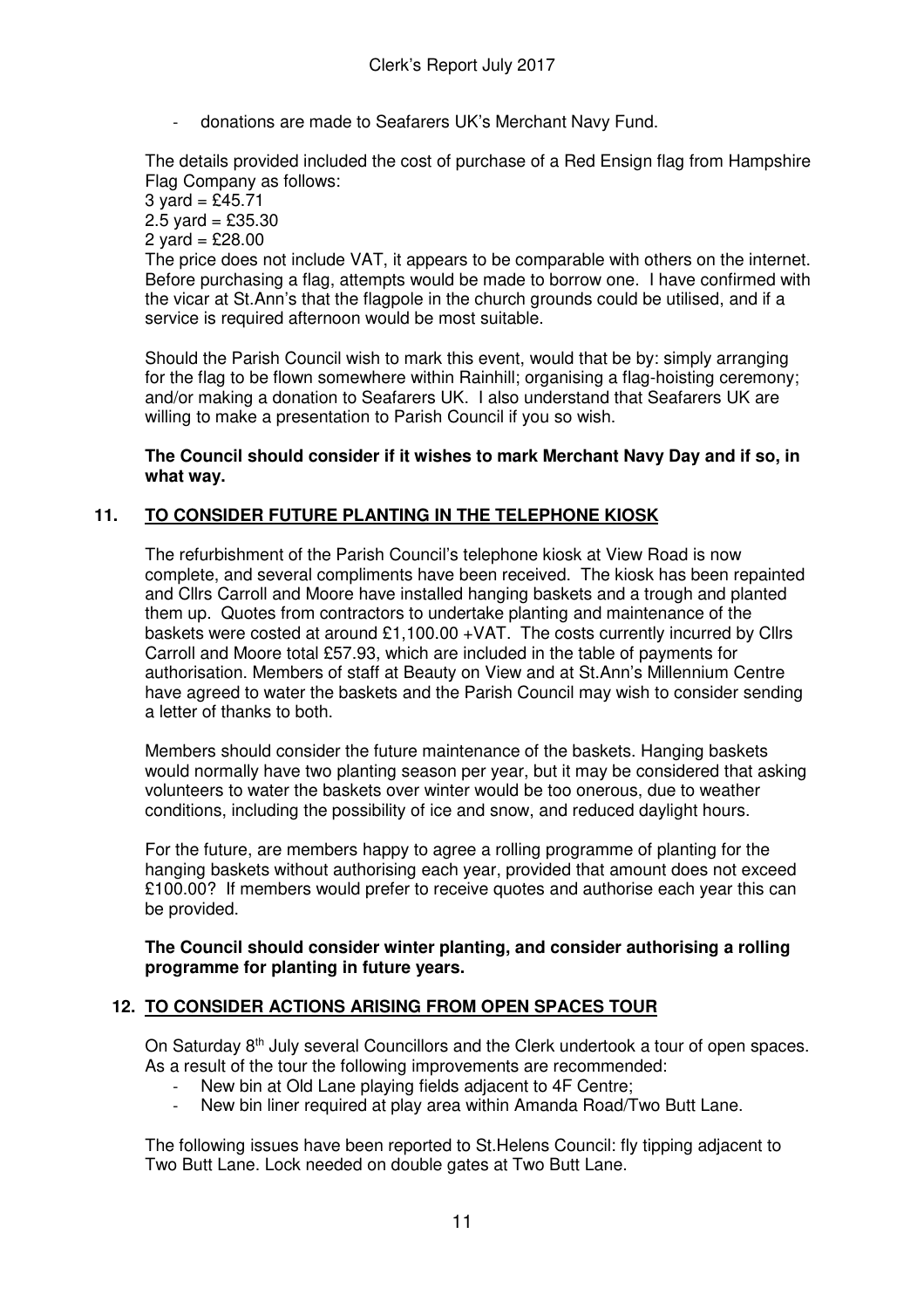- donations are made to Seafarers UK's Merchant Navy Fund.

The details provided included the cost of purchase of a Red Ensign flag from Hampshire Flag Company as follows:
3 yard = £45.71
2.5 yard = £35.30
2 yard = £28.00
The price does not include VAT, it appears to be comparable with others on the internet. Before purchasing a flag, attempts would be made to borrow one. I have confirmed with the vicar at St.Ann's that the flagpole in the church grounds could be utilised, and if a service is required afternoon would be most suitable.

Should the Parish Council wish to mark this event, would that be by: simply arranging for the flag to be flown somewhere within Rainhill; organising a flag-hoisting ceremony; and/or making a donation to Seafarers UK. I also understand that Seafarers UK are willing to make a presentation to Parish Council if you so wish.

**The Council should consider if it wishes to mark Merchant Navy Day and if so, in what way.**

## 11. TO CONSIDER FUTURE PLANTING IN THE TELEPHONE KIOSK

The refurbishment of the Parish Council's telephone kiosk at View Road is now complete, and several compliments have been received. The kiosk has been repainted and Cllrs Carroll and Moore have installed hanging baskets and a trough and planted them up. Quotes from contractors to undertake planting and maintenance of the baskets were costed at around £1,100.00 +VAT. The costs currently incurred by Cllrs Carroll and Moore total £57.93, which are included in the table of payments for authorisation. Members of staff at Beauty on View and at St.Ann's Millennium Centre have agreed to water the baskets and the Parish Council may wish to consider sending a letter of thanks to both.

Members should consider the future maintenance of the baskets. Hanging baskets would normally have two planting season per year, but it may be considered that asking volunteers to water the baskets over winter would be too onerous, due to weather conditions, including the possibility of ice and snow, and reduced daylight hours.

For the future, are members happy to agree a rolling programme of planting for the hanging baskets without authorising each year, provided that amount does not exceed £100.00? If members would prefer to receive quotes and authorise each year this can be provided.

**The Council should consider winter planting, and consider authorising a rolling programme for planting in future years.**

## 12. TO CONSIDER ACTIONS ARISING FROM OPEN SPACES TOUR

On Saturday 8th July several Councillors and the Clerk undertook a tour of open spaces. As a result of the tour the following improvements are recommended:

- New bin at Old Lane playing fields adjacent to 4F Centre;
- New bin liner required at play area within Amanda Road/Two Butt Lane.

The following issues have been reported to St.Helens Council: fly tipping adjacent to Two Butt Lane. Lock needed on double gates at Two Butt Lane.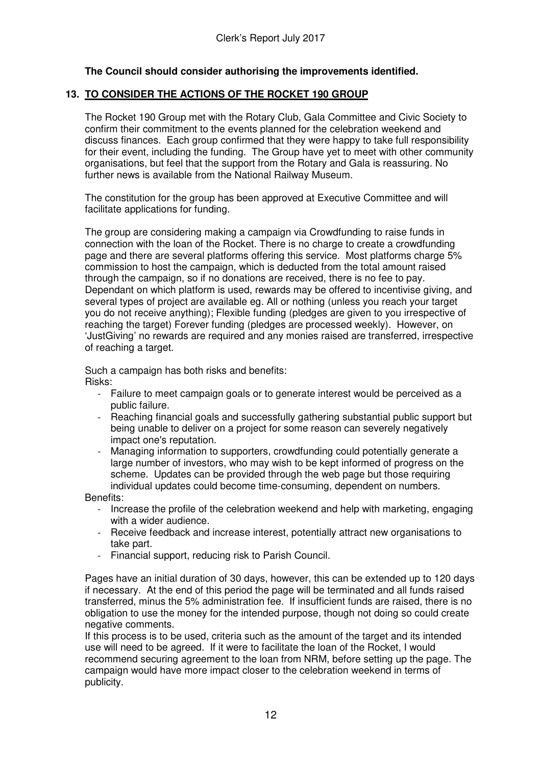**The Council should consider authorising the improvements identified.**

## 13. TO CONSIDER THE ACTIONS OF THE ROCKET 190 GROUP

The Rocket 190 Group met with the Rotary Club, Gala Committee and Civic Society to confirm their commitment to the events planned for the celebration weekend and discuss finances. Each group confirmed that they were happy to take full responsibility for their event, including the funding. The Group have yet to meet with other community organisations, but feel that the support from the Rotary and Gala is reassuring. No further news is available from the National Railway Museum.

The constitution for the group has been approved at Executive Committee and will facilitate applications for funding.

The group are considering making a campaign via Crowdfunding to raise funds in connection with the loan of the Rocket. There is no charge to create a crowdfunding page and there are several platforms offering this service. Most platforms charge 5% commission to host the campaign, which is deducted from the total amount raised through the campaign, so if no donations are received, there is no fee to pay. Dependant on which platform is used, rewards may be offered to incentivise giving, and several types of project are available eg. All or nothing (unless you reach your target you do not receive anything); Flexible funding (pledges are given to you irrespective of reaching the target) Forever funding (pledges are processed weekly). However, on 'JustGiving' no rewards are required and any monies raised are transferred, irrespective of reaching a target.

Such a campaign has both risks and benefits:

Risks:

- Failure to meet campaign goals or to generate interest would be perceived as a public failure.
- Reaching financial goals and successfully gathering substantial public support but being unable to deliver on a project for some reason can severely negatively impact one's reputation.
- Managing information to supporters, crowdfunding could potentially generate a large number of investors, who may wish to be kept informed of progress on the scheme. Updates can be provided through the web page but those requiring individual updates could become time-consuming, dependent on numbers.

Benefits:

- Increase the profile of the celebration weekend and help with marketing, engaging with a wider audience.
- Receive feedback and increase interest, potentially attract new organisations to take part.
- Financial support, reducing risk to Parish Council.

Pages have an initial duration of 30 days, however, this can be extended up to 120 days if necessary. At the end of this period the page will be terminated and all funds raised transferred, minus the 5% administration fee. If insufficient funds are raised, there is no obligation to use the money for the intended purpose, though not doing so could create negative comments.

If this process is to be used, criteria such as the amount of the target and its intended use will need to be agreed. If it were to facilitate the loan of the Rocket, I would recommend securing agreement to the loan from NRM, before setting up the page. The campaign would have more impact closer to the celebration weekend in terms of publicity.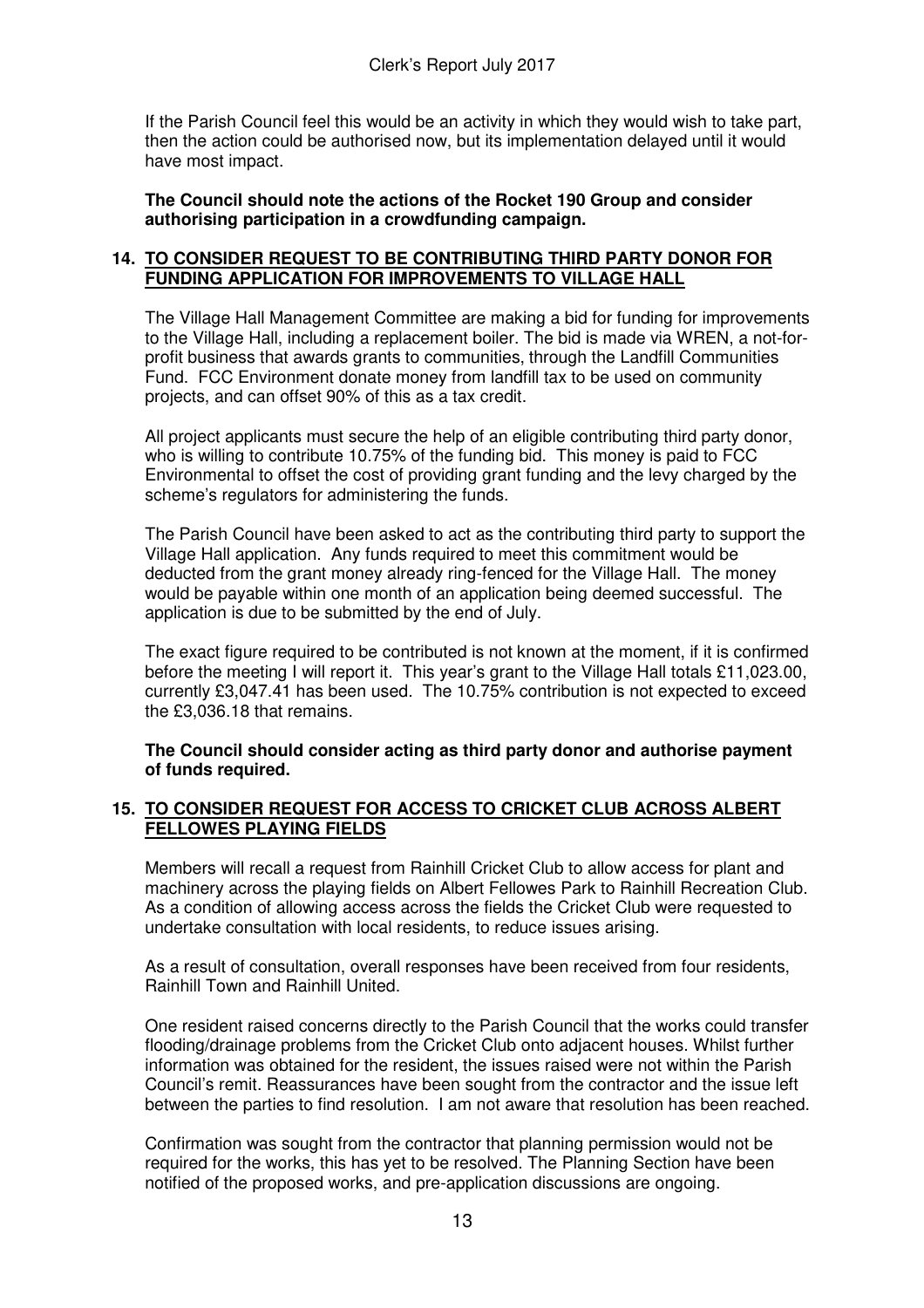If the Parish Council feel this would be an activity in which they would wish to take part, then the action could be authorised now, but its implementation delayed until it would have most impact.

**The Council should note the actions of the Rocket 190 Group and consider authorising participation in a crowdfunding campaign.**

## 14. TO CONSIDER REQUEST TO BE CONTRIBUTING THIRD PARTY DONOR FOR FUNDING APPLICATION FOR IMPROVEMENTS TO VILLAGE HALL

The Village Hall Management Committee are making a bid for funding for improvements to the Village Hall, including a replacement boiler. The bid is made via WREN, a not-for-profit business that awards grants to communities, through the Landfill Communities Fund. FCC Environment donate money from landfill tax to be used on community projects, and can offset 90% of this as a tax credit.

All project applicants must secure the help of an eligible contributing third party donor, who is willing to contribute 10.75% of the funding bid. This money is paid to FCC Environmental to offset the cost of providing grant funding and the levy charged by the scheme's regulators for administering the funds.

The Parish Council have been asked to act as the contributing third party to support the Village Hall application. Any funds required to meet this commitment would be deducted from the grant money already ring-fenced for the Village Hall. The money would be payable within one month of an application being deemed successful. The application is due to be submitted by the end of July.

The exact figure required to be contributed is not known at the moment, if it is confirmed before the meeting I will report it. This year's grant to the Village Hall totals £11,023.00, currently £3,047.41 has been used. The 10.75% contribution is not expected to exceed the £3,036.18 that remains.

**The Council should consider acting as third party donor and authorise payment of funds required.**

## 15. TO CONSIDER REQUEST FOR ACCESS TO CRICKET CLUB ACROSS ALBERT FELLOWES PLAYING FIELDS

Members will recall a request from Rainhill Cricket Club to allow access for plant and machinery across the playing fields on Albert Fellowes Park to Rainhill Recreation Club. As a condition of allowing access across the fields the Cricket Club were requested to undertake consultation with local residents, to reduce issues arising.

As a result of consultation, overall responses have been received from four residents, Rainhill Town and Rainhill United.

One resident raised concerns directly to the Parish Council that the works could transfer flooding/drainage problems from the Cricket Club onto adjacent houses. Whilst further information was obtained for the resident, the issues raised were not within the Parish Council's remit. Reassurances have been sought from the contractor and the issue left between the parties to find resolution. I am not aware that resolution has been reached.

Confirmation was sought from the contractor that planning permission would not be required for the works, this has yet to be resolved. The Planning Section have been notified of the proposed works, and pre-application discussions are ongoing.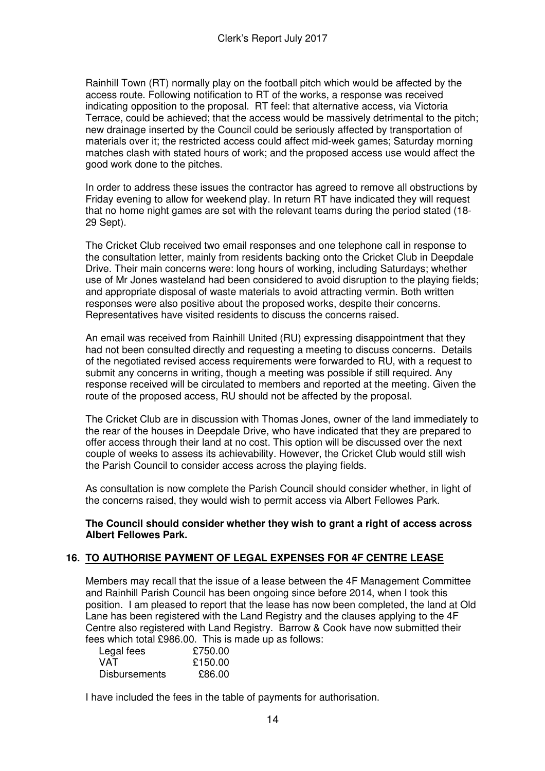Rainhill Town (RT) normally play on the football pitch which would be affected by the access route. Following notification to RT of the works, a response was received indicating opposition to the proposal. RT feel: that alternative access, via Victoria Terrace, could be achieved; that the access would be massively detrimental to the pitch; new drainage inserted by the Council could be seriously affected by transportation of materials over it; the restricted access could affect mid-week games; Saturday morning matches clash with stated hours of work; and the proposed access use would affect the good work done to the pitches.

In order to address these issues the contractor has agreed to remove all obstructions by Friday evening to allow for weekend play. In return RT have indicated they will request that no home night games are set with the relevant teams during the period stated (18-29 Sept).

The Cricket Club received two email responses and one telephone call in response to the consultation letter, mainly from residents backing onto the Cricket Club in Deepdale Drive. Their main concerns were: long hours of working, including Saturdays; whether use of Mr Jones wasteland had been considered to avoid disruption to the playing fields; and appropriate disposal of waste materials to avoid attracting vermin. Both written responses were also positive about the proposed works, despite their concerns. Representatives have visited residents to discuss the concerns raised.

An email was received from Rainhill United (RU) expressing disappointment that they had not been consulted directly and requesting a meeting to discuss concerns. Details of the negotiated revised access requirements were forwarded to RU, with a request to submit any concerns in writing, though a meeting was possible if still required. Any response received will be circulated to members and reported at the meeting. Given the route of the proposed access, RU should not be affected by the proposal.

The Cricket Club are in discussion with Thomas Jones, owner of the land immediately to the rear of the houses in Deepdale Drive, who have indicated that they are prepared to offer access through their land at no cost. This option will be discussed over the next couple of weeks to assess its achievability. However, the Cricket Club would still wish the Parish Council to consider access across the playing fields.

As consultation is now complete the Parish Council should consider whether, in light of the concerns raised, they would wish to permit access via Albert Fellowes Park.

**The Council should consider whether they wish to grant a right of access across Albert Fellowes Park.**

## 16. TO AUTHORISE PAYMENT OF LEGAL EXPENSES FOR 4F CENTRE LEASE

Members may recall that the issue of a lease between the 4F Management Committee and Rainhill Parish Council has been ongoing since before 2014, when I took this position. I am pleased to report that the lease has now been completed, the land at Old Lane has been registered with the Land Registry and the clauses applying to the 4F Centre also registered with Land Registry. Barrow & Cook have now submitted their fees which total £986.00. This is made up as follows:

| | |
|---|---|
| Legal fees | £750.00 |
| VAT | £150.00 |
| Disbursements | £86.00 |

I have included the fees in the table of payments for authorisation.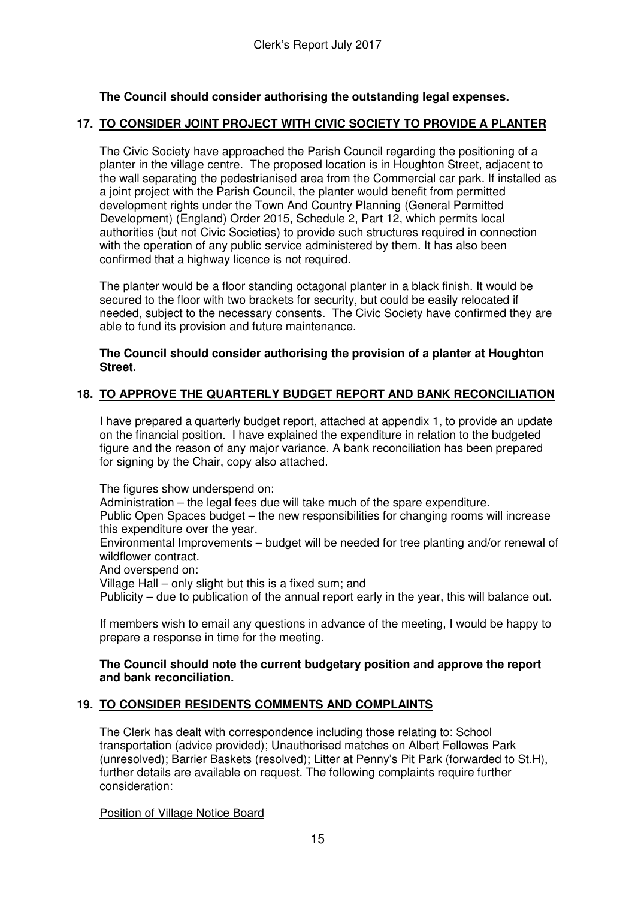**The Council should consider authorising the outstanding legal expenses.**

## 17. TO CONSIDER JOINT PROJECT WITH CIVIC SOCIETY TO PROVIDE A PLANTER

The Civic Society have approached the Parish Council regarding the positioning of a planter in the village centre. The proposed location is in Houghton Street, adjacent to the wall separating the pedestrianised area from the Commercial car park. If installed as a joint project with the Parish Council, the planter would benefit from permitted development rights under the Town And Country Planning (General Permitted Development) (England) Order 2015, Schedule 2, Part 12, which permits local authorities (but not Civic Societies) to provide such structures required in connection with the operation of any public service administered by them. It has also been confirmed that a highway licence is not required.

The planter would be a floor standing octagonal planter in a black finish. It would be secured to the floor with two brackets for security, but could be easily relocated if needed, subject to the necessary consents. The Civic Society have confirmed they are able to fund its provision and future maintenance.

**The Council should consider authorising the provision of a planter at Houghton Street.**

## 18. TO APPROVE THE QUARTERLY BUDGET REPORT AND BANK RECONCILIATION

I have prepared a quarterly budget report, attached at appendix 1, to provide an update on the financial position. I have explained the expenditure in relation to the budgeted figure and the reason of any major variance. A bank reconciliation has been prepared for signing by the Chair, copy also attached.

The figures show underspend on:
Administration – the legal fees due will take much of the spare expenditure.
Public Open Spaces budget – the new responsibilities for changing rooms will increase this expenditure over the year.
Environmental Improvements – budget will be needed for tree planting and/or renewal of wildflower contract.
And overspend on:
Village Hall – only slight but this is a fixed sum; and
Publicity – due to publication of the annual report early in the year, this will balance out.

If members wish to email any questions in advance of the meeting, I would be happy to prepare a response in time for the meeting.

**The Council should note the current budgetary position and approve the report and bank reconciliation.**

## 19. TO CONSIDER RESIDENTS COMMENTS AND COMPLAINTS

The Clerk has dealt with correspondence including those relating to: School transportation (advice provided); Unauthorised matches on Albert Fellowes Park (unresolved); Barrier Baskets (resolved); Litter at Penny's Pit Park (forwarded to St.H), further details are available on request. The following complaints require further consideration:

Position of Village Notice Board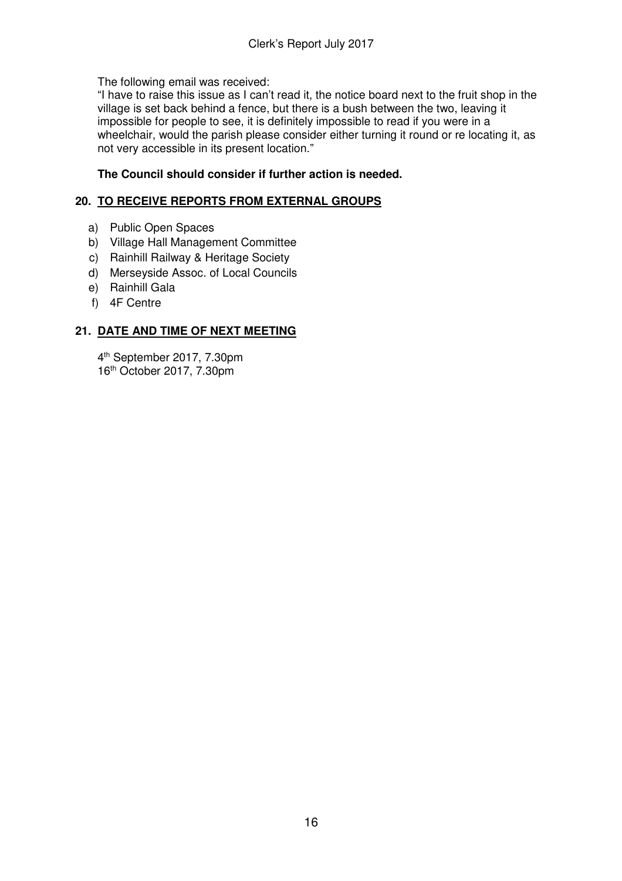The following email was received:

"I have to raise this issue as I can't read it, the notice board next to the fruit shop in the village is set back behind a fence, but there is a bush between the two, leaving it impossible for people to see, it is definitely impossible to read if you were in a wheelchair, would the parish please consider either turning it round or re locating it, as not very accessible in its present location."

**The Council should consider if further action is needed.**

## 20. TO RECEIVE REPORTS FROM EXTERNAL GROUPS

a) Public Open Spaces
b) Village Hall Management Committee
c) Rainhill Railway & Heritage Society
d) Merseyside Assoc. of Local Councils
e) Rainhill Gala
f) 4F Centre

## 21. DATE AND TIME OF NEXT MEETING

4th September 2017, 7.30pm
16th October 2017, 7.30pm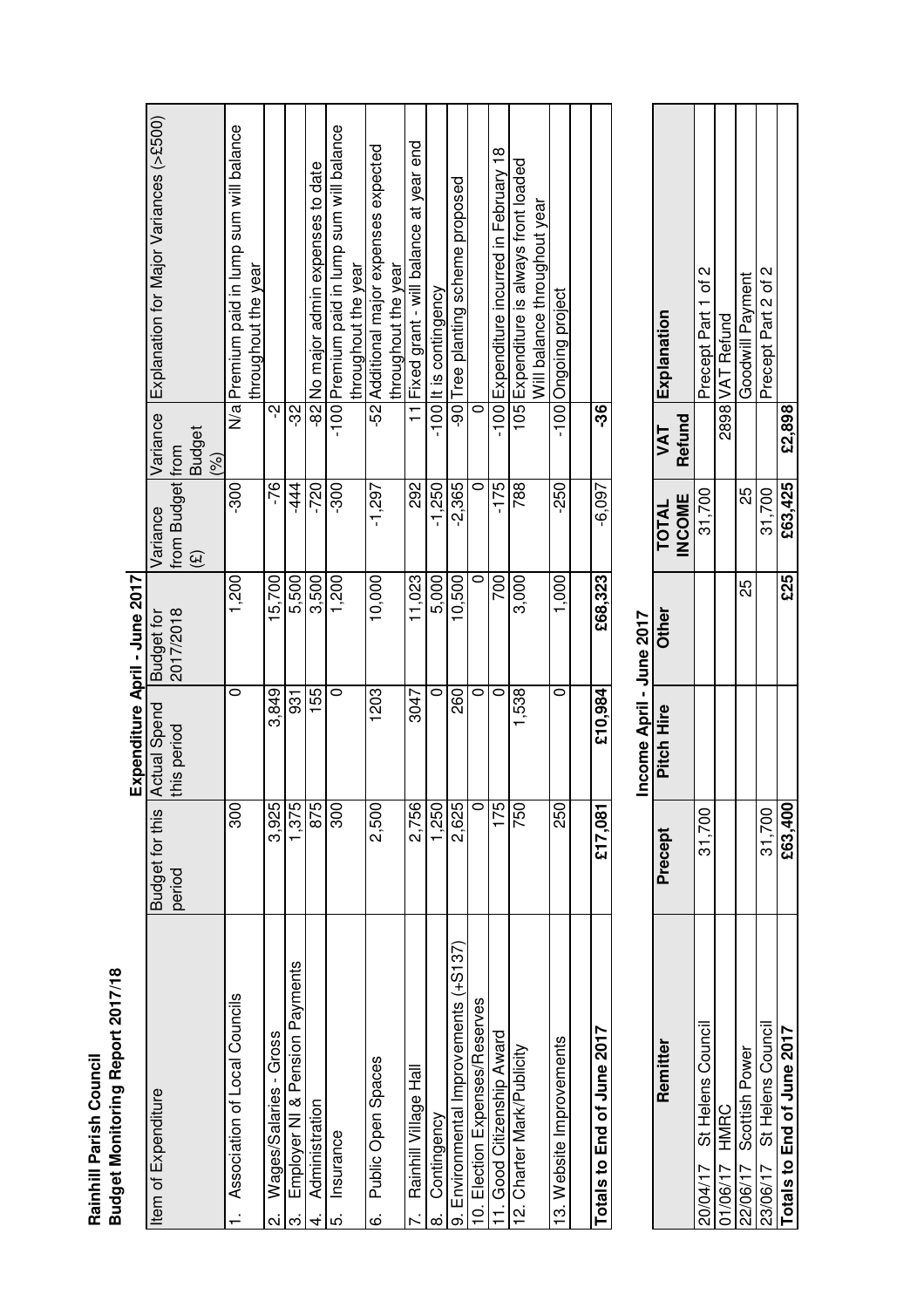**Rainhill Parish Council**
**Budget Monitoring Report 2017/18**

**Expenditure April - June 2017**

| Item of Expenditure | Budget for this period | Actual Spend this period | Budget for 2017/2018 | Variance from Budget (£) | Variance from Budget (%) | Explanation for Major Variances (>£500) |
|---|---|---|---|---|---|---|
| 1. Association of Local Councils | 300 | 0 | 1,200 | -300 | N/a | Premium paid in lump sum will balance throughout the year |
| 2. Wages/Salaries - Gross | 3,925 | 3,849 | 15,700 | -76 | -2 | |
| 3. Employer NI & Pension Payments | 1,375 | 931 | 5,500 | -444 | -32 | |
| 4. Administration | 875 | 155 | 3,500 | -720 | -82 | No major admin expenses to date |
| 5. Insurance | 300 | 0 | 1,200 | -300 | -100 | Premium paid in lump sum will balance throughout the year |
| 6. Public Open Spaces | 2,500 | 1203 | 10,000 | -1,297 | -52 | Additional major expenses expected throughout the year |
| 7. Rainhill Village Hall | 2,756 | 3047 | 11,023 | 292 | 11 | Fixed grant - will balance at year end |
| 8. Contingency | 1,250 | 0 | 5,000 | -1,250 | -100 | It is contingency |
| 9. Environmental Improvements (+S137) | 2,625 | 260 | 10,500 | -2,365 | -90 | Tree planting scheme proposed |
| 10. Election Expenses/Reserves | 0 | 0 | 0 | 0 | 0 | |
| 11. Good Citizenship Award | 175 | 0 | 700 | -175 | -100 | Expenditure incurred in February 18 |
| 12. Charter Mark/Publicity | 750 | 1,538 | 3,000 | 788 | 105 | Expenditure is always front loaded Will balance throughout year |
| 13. Website Improvements | 250 | 0 | 1,000 | -250 | -100 | Ongoing project |
| | | | | | | |
| **Totals to End of June 2017** | **£17,081** | **£10,984** | **£68,323** | **-6,097** | **-36** | |

**Income April - June 2017**

| Remitter | Precept | Pitch Hire | Other | TOTAL INCOME | VAT Refund | Explanation |
|---|---|---|---|---|---|---|
| 20/04/17 St Helens Council | 31,700 | | | 31,700 | | Precept Part 1 of 2 |
| 01/06/17 HMRC | | | | | 2898 | VAT Refund |
| 22/06/17 Scottish Power | | | 25 | 25 | | Goodwill Payment |
| 23/06/17 St Helens Council | 31,700 | | | 31,700 | | Precept Part 2 of 2 |
| **Totals to End of June 2017** | **£63,400** | | **£25** | **£63,425** | **£2,898** | |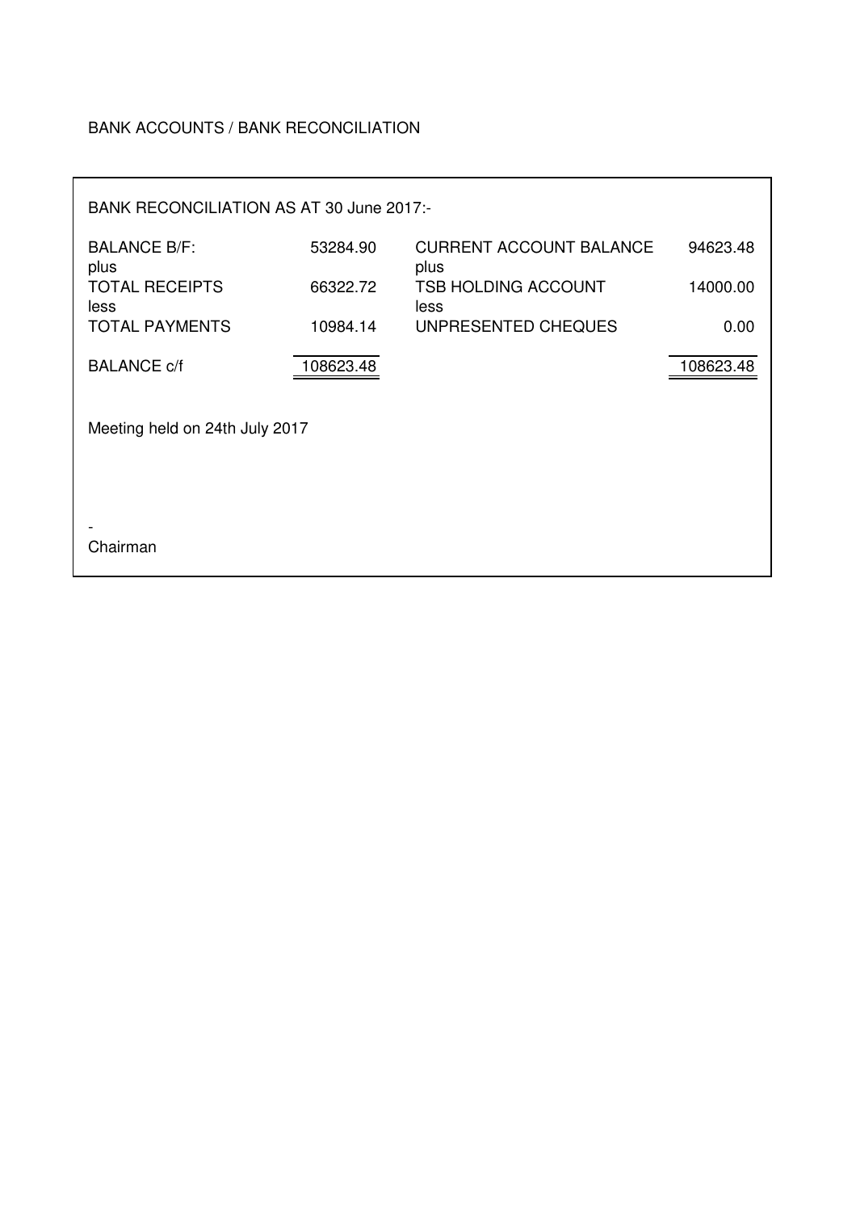BANK ACCOUNTS / BANK RECONCILIATION

BANK RECONCILIATION AS AT 30 June 2017:-

| | | | |
|---|---|---|---|
| BALANCE B/F: | 53284.90 | CURRENT ACCOUNT BALANCE | 94623.48 |
| plus | | plus | |
| TOTAL RECEIPTS | 66322.72 | TSB HOLDING ACCOUNT | 14000.00 |
| less | | less | |
| TOTAL PAYMENTS | 10984.14 | UNPRESENTED CHEQUES | 0.00 |
| BALANCE c/f | 108623.48 | | 108623.48 |

Meeting held on 24th July 2017

-

Chairman